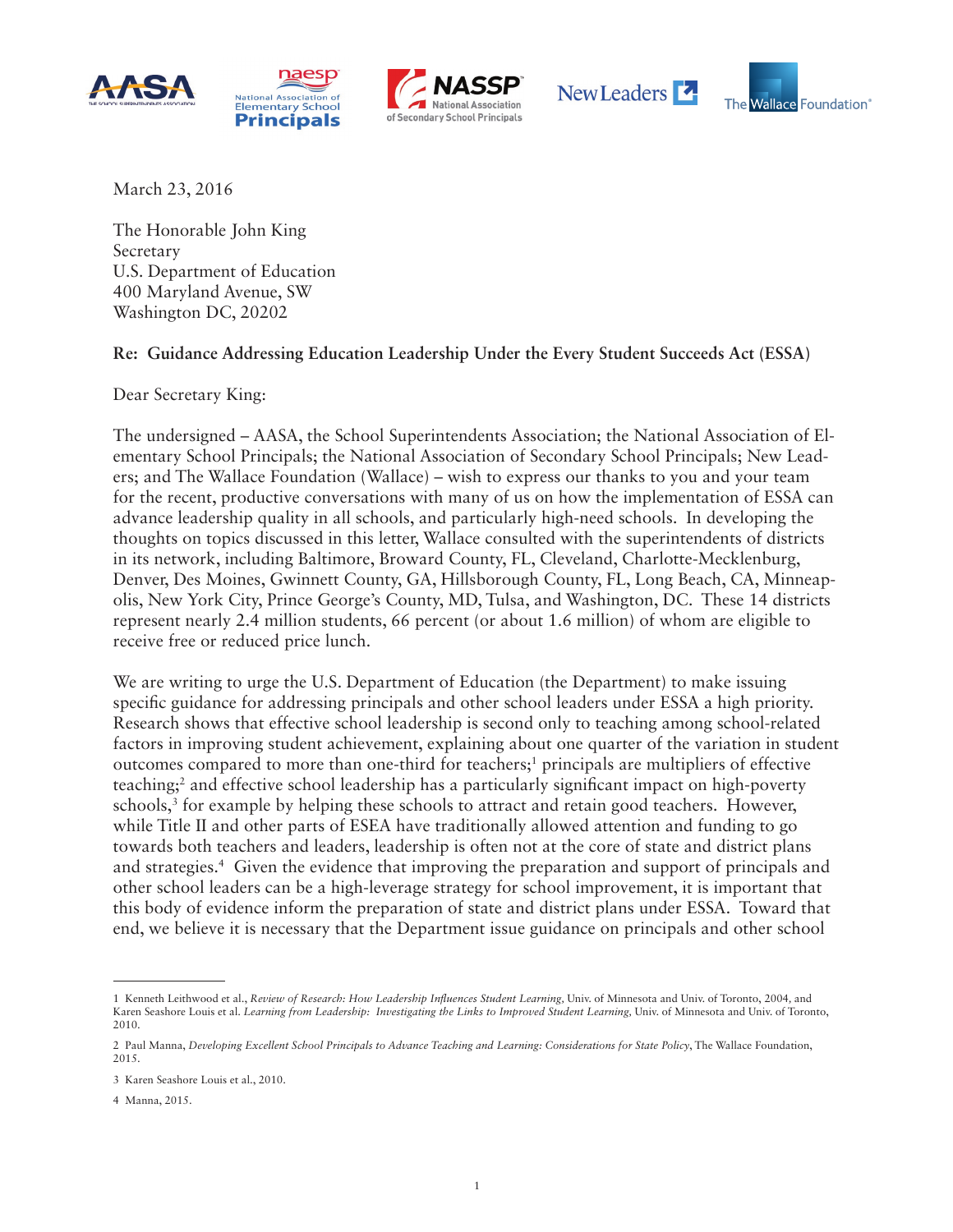March 23, 2016

The Honorable John King
Secretary
U.S. Department of Education
400 Maryland Avenue, SW
Washington DC, 20202

**Re: Guidance Addressing Education Leadership Under the Every Student Succeeds Act (ESSA)**

Dear Secretary King:

The undersigned – AASA, the School Superintendents Association; the National Association of Elementary School Principals; the National Association of Secondary School Principals; New Leaders; and The Wallace Foundation (Wallace) – wish to express our thanks to you and your team for the recent, productive conversations with many of us on how the implementation of ESSA can advance leadership quality in all schools, and particularly high-need schools. In developing the thoughts on topics discussed in this letter, Wallace consulted with the superintendents of districts in its network, including Baltimore, Broward County, FL, Cleveland, Charlotte-Mecklenburg, Denver, Des Moines, Gwinnett County, GA, Hillsborough County, FL, Long Beach, CA, Minneapolis, New York City, Prince George's County, MD, Tulsa, and Washington, DC. These 14 districts represent nearly 2.4 million students, 66 percent (or about 1.6 million) of whom are eligible to receive free or reduced price lunch.

We are writing to urge the U.S. Department of Education (the Department) to make issuing specific guidance for addressing principals and other school leaders under ESSA a high priority. Research shows that effective school leadership is second only to teaching among school-related factors in improving student achievement, explaining about one quarter of the variation in student outcomes compared to more than one-third for teachers;[1] principals are multipliers of effective teaching;[2] and effective school leadership has a particularly significant impact on high-poverty schools,[3] for example by helping these schools to attract and retain good teachers. However, while Title II and other parts of ESEA have traditionally allowed attention and funding to go towards both teachers and leaders, leadership is often not at the core of state and district plans and strategies.[4] Given the evidence that improving the preparation and support of principals and other school leaders can be a high-leverage strategy for school improvement, it is important that this body of evidence inform the preparation of state and district plans under ESSA. Toward that end, we believe it is necessary that the Department issue guidance on principals and other school

---

1 Kenneth Leithwood et al., *Review of Research: How Leadership Influences Student Learning*, Univ. of Minnesota and Univ. of Toronto, 2004, and Karen Seashore Louis et al. *Learning from Leadership: Investigating the Links to Improved Student Learning*, Univ. of Minnesota and Univ. of Toronto, 2010.

2 Paul Manna, *Developing Excellent School Principals to Advance Teaching and Learning: Considerations for State Policy*, The Wallace Foundation, 2015.

3 Karen Seashore Louis et al., 2010.

4 Manna, 2015.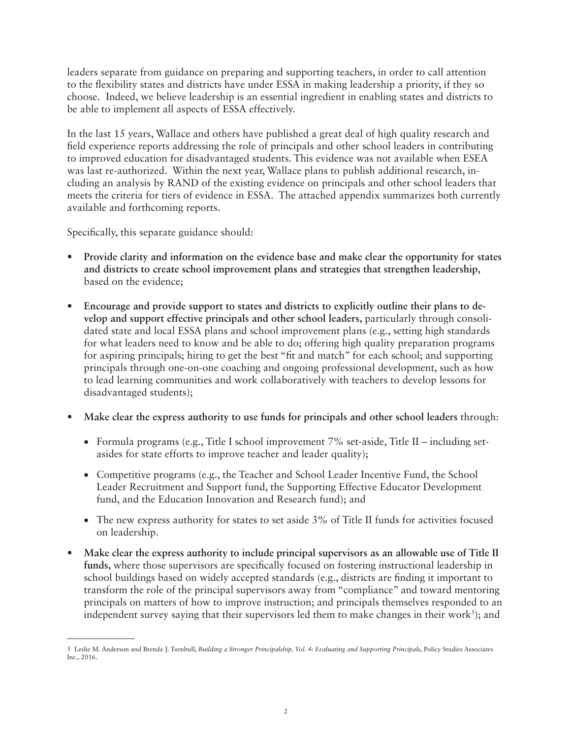leaders separate from guidance on preparing and supporting teachers, in order to call attention to the flexibility states and districts have under ESSA in making leadership a priority, if they so choose. Indeed, we believe leadership is an essential ingredient in enabling states and districts to be able to implement all aspects of ESSA effectively.

In the last 15 years, Wallace and others have published a great deal of high quality research and field experience reports addressing the role of principals and other school leaders in contributing to improved education for disadvantaged students. This evidence was not available when ESEA was last re-authorized. Within the next year, Wallace plans to publish additional research, including an analysis by RAND of the existing evidence on principals and other school leaders that meets the criteria for tiers of evidence in ESSA. The attached appendix summarizes both currently available and forthcoming reports.

Specifically, this separate guidance should:

- **Provide clarity and information on the evidence base and make clear the opportunity for states and districts to create school improvement plans and strategies that strengthen leadership,** based on the evidence;
- **Encourage and provide support to states and districts to explicitly outline their plans to develop and support effective principals and other school leaders,** particularly through consolidated state and local ESSA plans and school improvement plans (e.g., setting high standards for what leaders need to know and be able to do; offering high quality preparation programs for aspiring principals; hiring to get the best "fit and match" for each school; and supporting principals through one-on-one coaching and ongoing professional development, such as how to lead learning communities and work collaboratively with teachers to develop lessons for disadvantaged students);
- **Make clear the express authority to use funds for principals and other school leaders** through:
  - Formula programs (e.g., Title I school improvement 7% set-aside, Title II – including set-asides for state efforts to improve teacher and leader quality);
  - Competitive programs (e.g., the Teacher and School Leader Incentive Fund, the School Leader Recruitment and Support fund, the Supporting Effective Educator Development fund, and the Education Innovation and Research fund); and
  - The new express authority for states to set aside 3% of Title II funds for activities focused on leadership.
- **Make clear the express authority to include principal supervisors as an allowable use of Title II funds,** where those supervisors are specifically focused on fostering instructional leadership in school buildings based on widely accepted standards (e.g., districts are finding it important to transform the role of the principal supervisors away from "compliance" and toward mentoring principals on matters of how to improve instruction; and principals themselves responded to an independent survey saying that their supervisors led them to make changes in their work[5]); and

---

5 Leslie M. Anderson and Brenda J. Turnbull, *Building a Stronger Principalship, Vol. 4: Evaluating and Supporting Principals*, Policy Studies Associates Inc., 2016.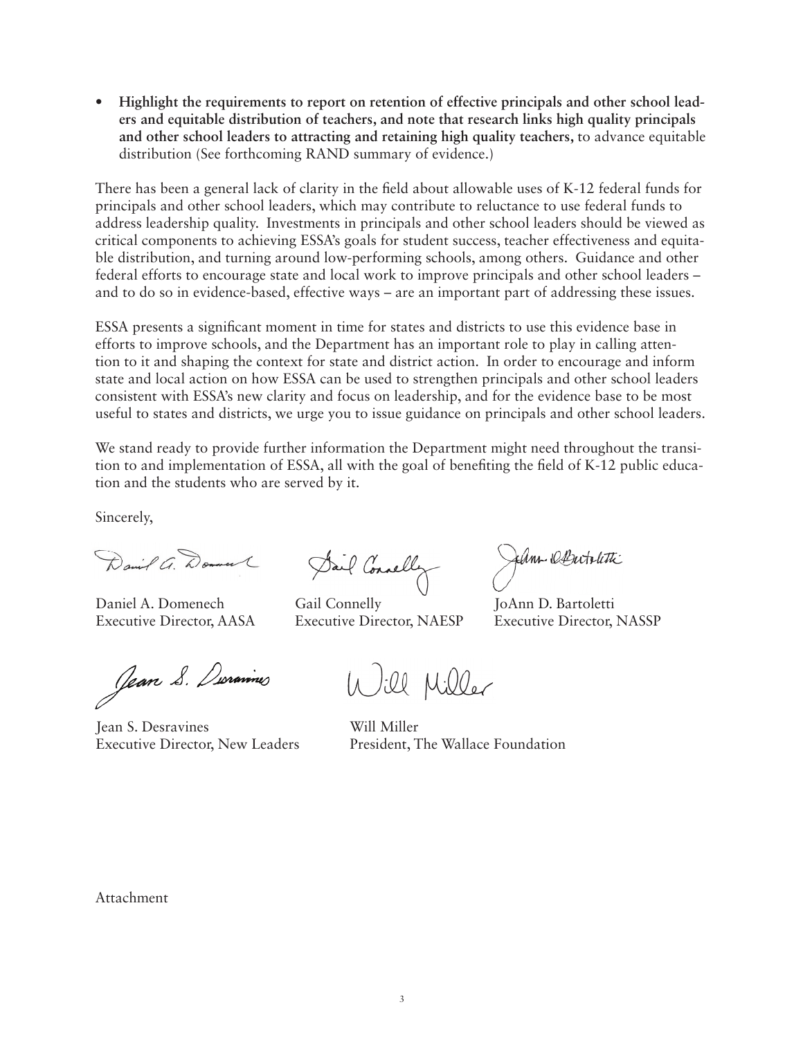- **Highlight the requirements to report on retention of effective principals and other school leaders and equitable distribution of teachers, and note that research links high quality principals and other school leaders to attracting and retaining high quality teachers,** to advance equitable distribution (See forthcoming RAND summary of evidence.)

There has been a general lack of clarity in the field about allowable uses of K-12 federal funds for principals and other school leaders, which may contribute to reluctance to use federal funds to address leadership quality. Investments in principals and other school leaders should be viewed as critical components to achieving ESSA's goals for student success, teacher effectiveness and equitable distribution, and turning around low-performing schools, among others. Guidance and other federal efforts to encourage state and local work to improve principals and other school leaders – and to do so in evidence-based, effective ways – are an important part of addressing these issues.

ESSA presents a significant moment in time for states and districts to use this evidence base in efforts to improve schools, and the Department has an important role to play in calling attention to it and shaping the context for state and district action. In order to encourage and inform state and local action on how ESSA can be used to strengthen principals and other school leaders consistent with ESSA's new clarity and focus on leadership, and for the evidence base to be most useful to states and districts, we urge you to issue guidance on principals and other school leaders.

We stand ready to provide further information the Department might need throughout the transition to and implementation of ESSA, all with the goal of benefiting the field of K-12 public education and the students who are served by it.

Sincerely,

Daniel A. Domenech
Executive Director, AASA

Gail Connelly
Executive Director, NAESP

JoAnn D. Bartoletti
Executive Director, NASSP

Jean S. Desravines
Executive Director, New Leaders

Will Miller
President, The Wallace Foundation

Attachment